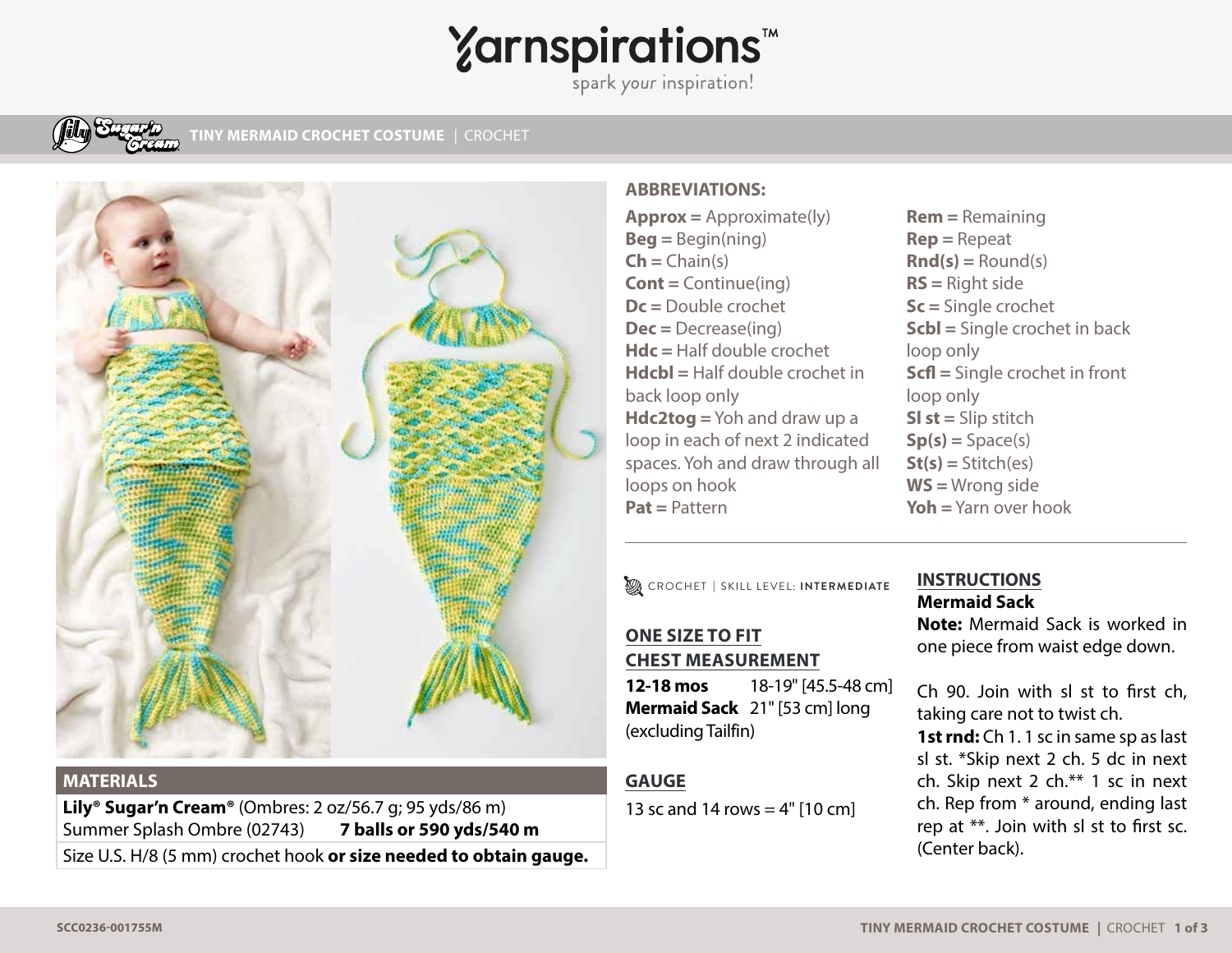# Yarnspirations™

spark your inspiration!

## TINY MERMAID CROCHET COSTUME | CROCHET

## MATERIALS

**Lily® Sugar'n Cream®** (Ombres: 2 oz/56.7 g; 95 yds/86 m)
Summer Splash Ombre (02743) **7 balls or 590 yds/540 m**

Size U.S. H/8 (5 mm) crochet hook **or size needed to obtain gauge.**

## ABBREVIATIONS:

**Approx** = Approximate(ly)
**Beg** = Begin(ning)
**Ch** = Chain(s)
**Cont** = Continue(ing)
**Dc** = Double crochet
**Dec** = Decrease(ing)
**Hdc** = Half double crochet
**Hdcbl** = Half double crochet in back loop only
**Hdc2tog** = Yoh and draw up a loop in each of next 2 indicated spaces. Yoh and draw through all loops on hook
**Pat** = Pattern
**Rem** = Remaining
**Rep** = Repeat
**Rnd(s)** = Round(s)
**RS** = Right side
**Sc** = Single crochet
**Scbl** = Single crochet in back loop only
**Scfl** = Single crochet in front loop only
**Sl st** = Slip stitch
**Sp(s)** = Space(s)
**St(s)** = Stitch(es)
**WS** = Wrong side
**Yoh** = Yarn over hook

CROCHET | SKILL LEVEL: **INTERMEDIATE**

## ONE SIZE TO FIT CHEST MEASUREMENT

**12-18 mos** 18-19" [45.5-48 cm]
**Mermaid Sack** 21" [53 cm] long (excluding Tailfin)

## GAUGE

13 sc and 14 rows = 4" [10 cm]

## INSTRUCTIONS

### Mermaid Sack

**Note:** Mermaid Sack is worked in one piece from waist edge down.

Ch 90. Join with sl st to first ch, taking care not to twist ch.

**1st rnd:** Ch 1. 1 sc in same sp as last sl st. *Skip next 2 ch. 5 dc in next ch. Skip next 2 ch.** 1 sc in next ch. Rep from * around, ending last rep at **. Join with sl st to first sc. (Center back).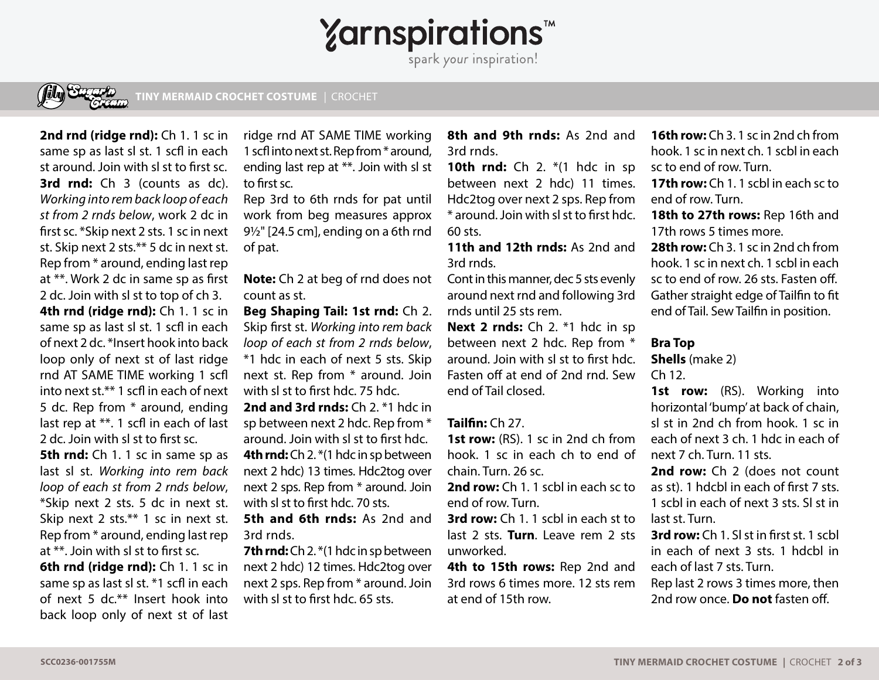**2nd rnd (ridge rnd):** Ch 1. 1 sc in same sp as last sl st. 1 scfl in each st around. Join with sl st to first sc.

**3rd rnd:** Ch 3 (counts as dc). *Working into rem back loop of each st from 2 rnds below*, work 2 dc in first sc. *Skip next 2 sts. 1 sc in next st. Skip next 2 sts.** 5 dc in next st. Rep from * around, ending last rep at **. Work 2 dc in same sp as first 2 dc. Join with sl st to top of ch 3.

**4th rnd (ridge rnd):** Ch 1. 1 sc in same sp as last sl st. 1 scfl in each of next 2 dc. *Insert hook into back loop only of next st of last ridge rnd AT SAME TIME working 1 scfl into next st.** 1 scfl in each of next 5 dc. Rep from * around, ending last rep at **. 1 scfl in each of last 2 dc. Join with sl st to first sc.

**5th rnd:** Ch 1. 1 sc in same sp as last sl st. *Working into rem back loop of each st from 2 rnds below*, *Skip next 2 sts. 5 dc in next st. Skip next 2 sts.** 1 sc in next st. Rep from * around, ending last rep at **. Join with sl st to first sc.

**6th rnd (ridge rnd):** Ch 1. 1 sc in same sp as last sl st. *1 scfl in each of next 5 dc.** Insert hook into back loop only of next st of last ridge rnd AT SAME TIME working 1 scfl into next st. Rep from * around, ending last rep at **. Join with sl st to first sc.

Rep 3rd to 6th rnds for pat until work from beg measures approx 9½" [24.5 cm], ending on a 6th rnd of pat.

**Note:** Ch 2 at beg of rnd does not count as st.

**Beg Shaping Tail: 1st rnd:** Ch 2. Skip first st. *Working into rem back loop of each st from 2 rnds below*, *1 hdc in each of next 5 sts. Skip next st. Rep from * around. Join with sl st to first hdc. 75 hdc.

**2nd and 3rd rnds:** Ch 2. *1 hdc in sp between next 2 hdc. Rep from * around. Join with sl st to first hdc.

**4th rnd:** Ch 2. *(1 hdc in sp between next 2 hdc) 13 times. Hdc2tog over next 2 sps. Rep from * around. Join with sl st to first hdc. 70 sts.

**5th and 6th rnds:** As 2nd and 3rd rnds.

**7th rnd:** Ch 2. *(1 hdc in sp between next 2 hdc) 12 times. Hdc2tog over next 2 sps. Rep from * around. Join with sl st to first hdc. 65 sts.

**8th and 9th rnds:** As 2nd and 3rd rnds.

**10th rnd:** Ch 2. *(1 hdc in sp between next 2 hdc) 11 times. Hdc2tog over next 2 sps. Rep from * around. Join with sl st to first hdc. 60 sts.

**11th and 12th rnds:** As 2nd and 3rd rnds.

Cont in this manner, dec 5 sts evenly around next rnd and following 3rd rnds until 25 sts rem.

**Next 2 rnds:** Ch 2. *1 hdc in sp between next 2 hdc. Rep from * around. Join with sl st to first hdc. Fasten off at end of 2nd rnd. Sew end of Tail closed.

**Tailfin:** Ch 27.

**1st row:** (RS). 1 sc in 2nd ch from hook. 1 sc in each ch to end of chain. Turn. 26 sc.

**2nd row:** Ch 1. 1 scbl in each sc to end of row. Turn.

**3rd row:** Ch 1. 1 scbl in each st to last 2 sts. **Turn**. Leave rem 2 sts unworked.

**4th to 15th rows:** Rep 2nd and 3rd rows 6 times more. 12 sts rem at end of 15th row.

**16th row:** Ch 3. 1 sc in 2nd ch from hook. 1 sc in next ch. 1 scbl in each sc to end of row. Turn.

**17th row:** Ch 1. 1 scbl in each sc to end of row. Turn.

**18th to 27th rows:** Rep 16th and 17th rows 5 times more.

**28th row:** Ch 3. 1 sc in 2nd ch from hook. 1 sc in next ch. 1 scbl in each sc to end of row. 26 sts. Fasten off. Gather straight edge of Tailfin to fit end of Tail. Sew Tailfin in position.

## Bra Top

**Shells** (make 2)

Ch 12.

**1st row:** (RS). Working into horizontal 'bump' at back of chain, sl st in 2nd ch from hook. 1 sc in each of next 3 ch. 1 hdc in each of next 7 ch. Turn. 11 sts.

**2nd row:** Ch 2 (does not count as st). 1 hdcbl in each of first 7 sts. 1 scbl in each of next 3 sts. Sl st in last st. Turn.

**3rd row:** Ch 1. Sl st in first st. 1 scbl in each of next 3 sts. 1 hdcbl in each of last 7 sts. Turn.

Rep last 2 rows 3 times more, then 2nd row once. **Do not** fasten off.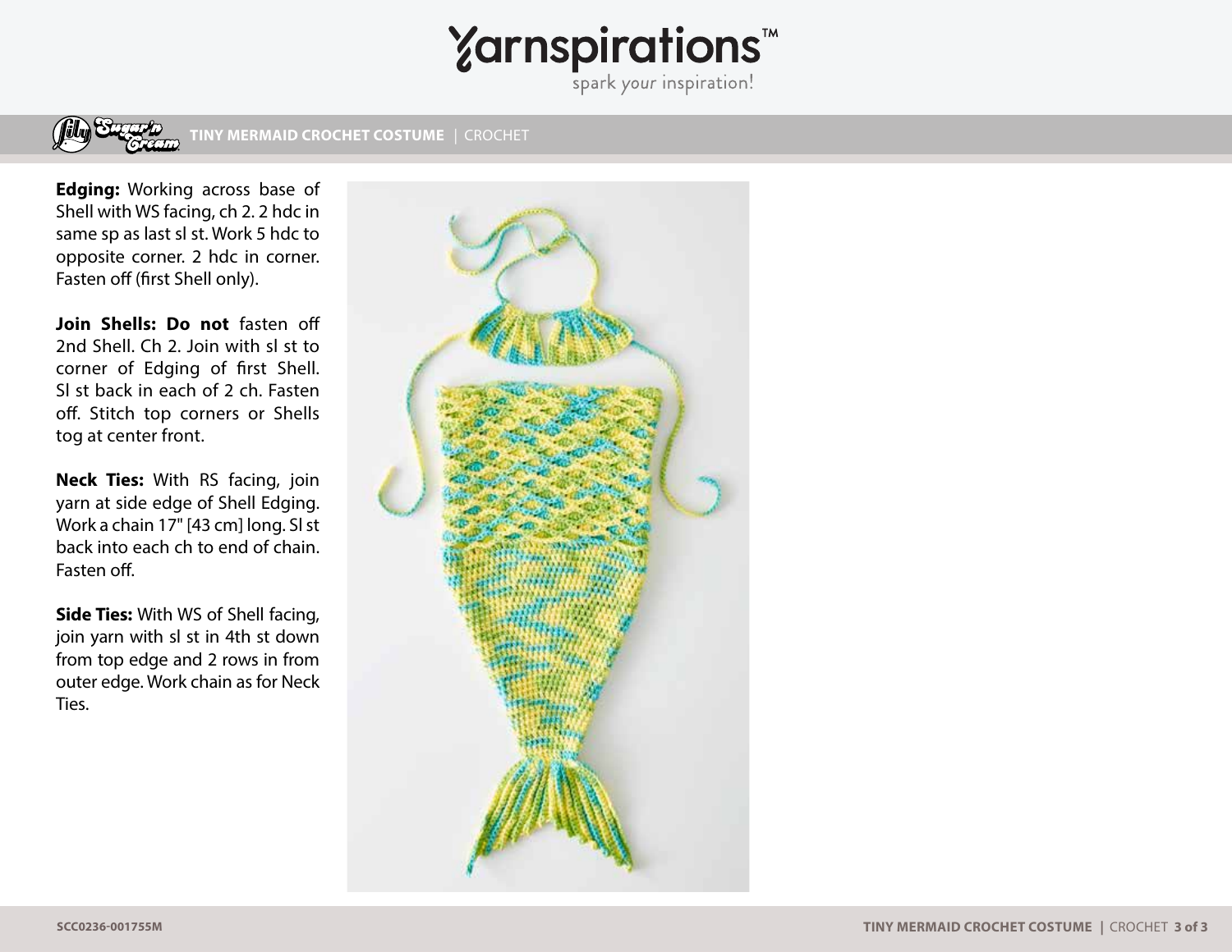**Edging:** Working across base of Shell with WS facing, ch 2. 2 hdc in same sp as last sl st. Work 5 hdc to opposite corner. 2 hdc in corner. Fasten off (first Shell only).

**Join Shells: Do not** fasten off 2nd Shell. Ch 2. Join with sl st to corner of Edging of first Shell. Sl st back in each of 2 ch. Fasten off. Stitch top corners or Shells tog at center front.

**Neck Ties:** With RS facing, join yarn at side edge of Shell Edging. Work a chain 17" [43 cm] long. Sl st back into each ch to end of chain. Fasten off.

**Side Ties:** With WS of Shell facing, join yarn with sl st in 4th st down from top edge and 2 rows in from outer edge. Work chain as for Neck Ties.

SCC0236-001755M